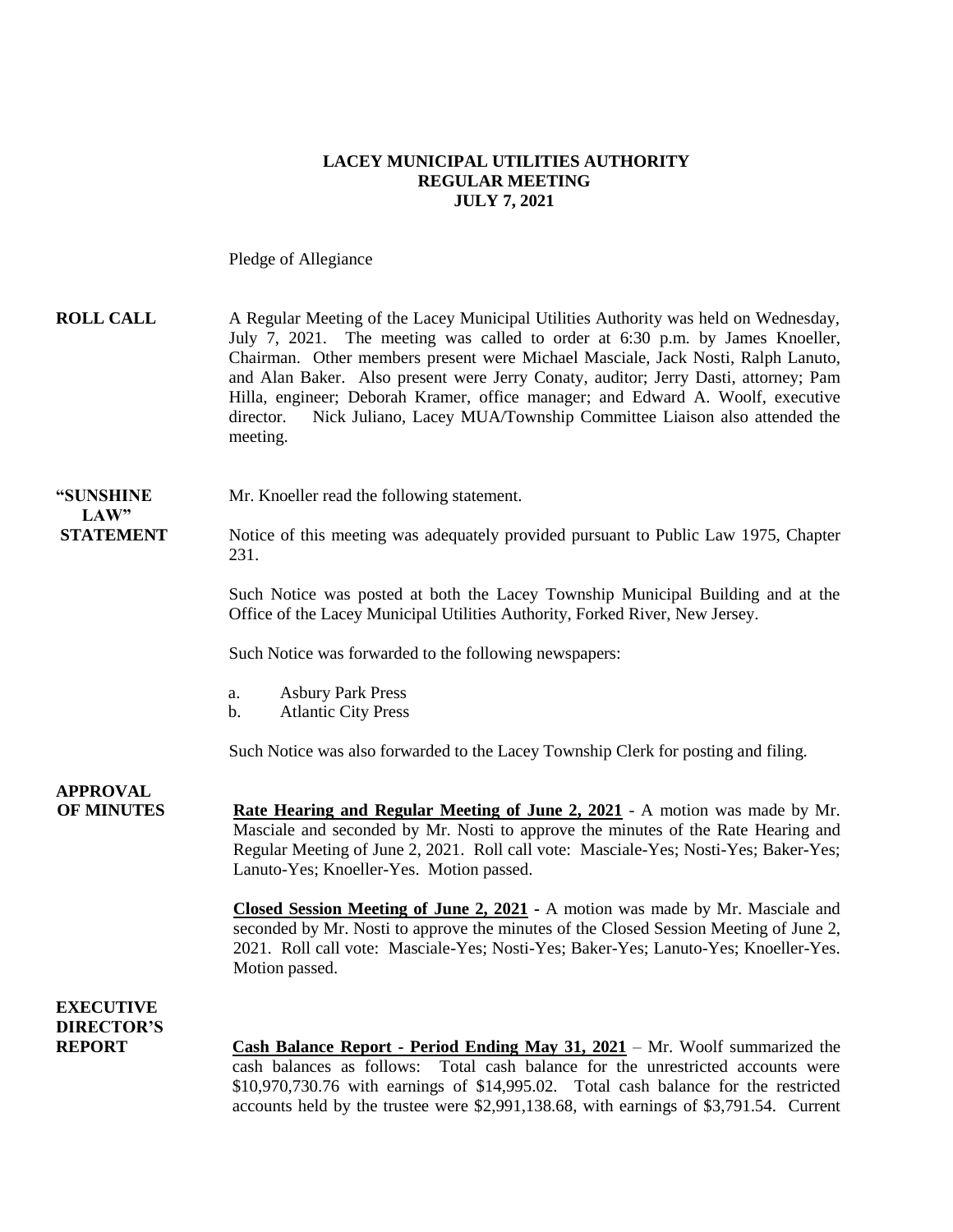# LACEY MUNICIPAL UTILITIES AUTHORITY
## REGULAR MEETING
## JULY 7, 2021

Pledge of Allegiance

**ROLL CALL** A Regular Meeting of the Lacey Municipal Utilities Authority was held on Wednesday, July 7, 2021. The meeting was called to order at 6:30 p.m. by James Knoeller, Chairman. Other members present were Michael Masciale, Jack Nosti, Ralph Lanuto, and Alan Baker. Also present were Jerry Conaty, auditor; Jerry Dasti, attorney; Pam Hilla, engineer; Deborah Kramer, office manager; and Edward A. Woolf, executive director. Nick Juliano, Lacey MUA/Township Committee Liaison also attended the meeting.

**"SUNSHINE LAW" STATEMENT** Mr. Knoeller read the following statement.

Notice of this meeting was adequately provided pursuant to Public Law 1975, Chapter 231.

Such Notice was posted at both the Lacey Township Municipal Building and at the Office of the Lacey Municipal Utilities Authority, Forked River, New Jersey.

Such Notice was forwarded to the following newspapers:

a. Asbury Park Press
b. Atlantic City Press

Such Notice was also forwarded to the Lacey Township Clerk for posting and filing.

**APPROVAL OF MINUTES** **Rate Hearing and Regular Meeting of June 2, 2021** - A motion was made by Mr. Masciale and seconded by Mr. Nosti to approve the minutes of the Rate Hearing and Regular Meeting of June 2, 2021. Roll call vote: Masciale-Yes; Nosti-Yes; Baker-Yes; Lanuto-Yes; Knoeller-Yes. Motion passed.

**Closed Session Meeting of June 2, 2021** - A motion was made by Mr. Masciale and seconded by Mr. Nosti to approve the minutes of the Closed Session Meeting of June 2, 2021. Roll call vote: Masciale-Yes; Nosti-Yes; Baker-Yes; Lanuto-Yes; Knoeller-Yes. Motion passed.

**EXECUTIVE DIRECTOR'S REPORT** **Cash Balance Report - Period Ending May 31, 2021** – Mr. Woolf summarized the cash balances as follows: Total cash balance for the unrestricted accounts were $10,970,730.76 with earnings of $14,995.02. Total cash balance for the restricted accounts held by the trustee were $2,991,138.68, with earnings of $3,791.54. Current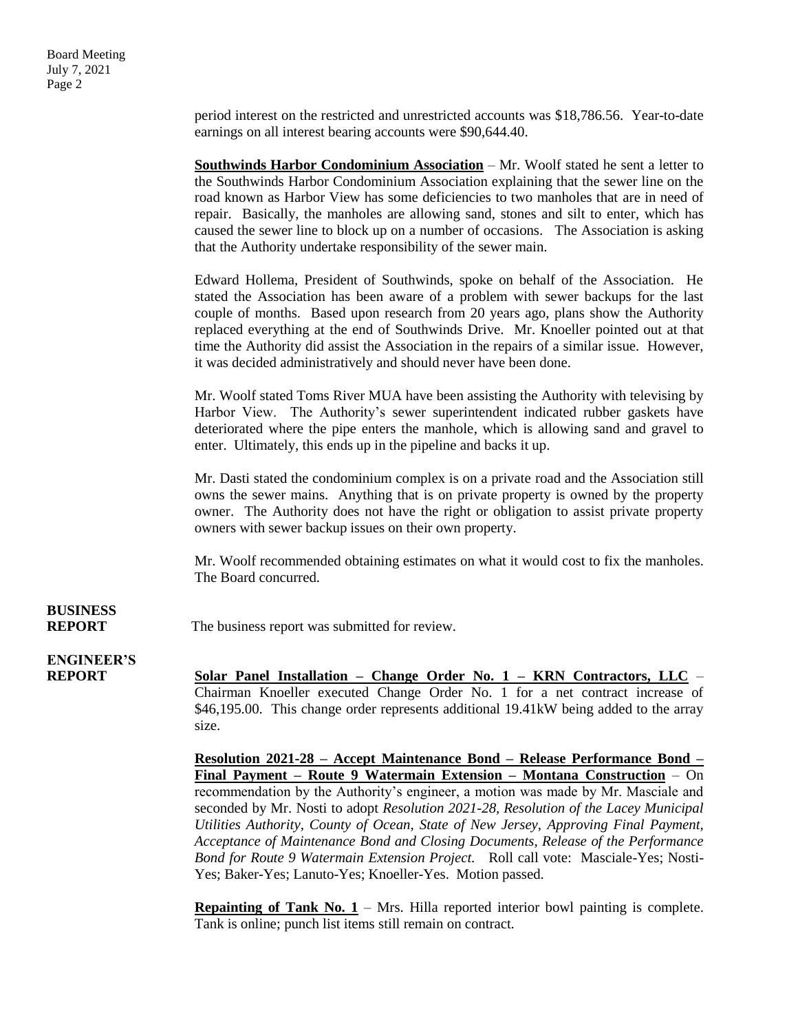period interest on the restricted and unrestricted accounts was $18,786.56. Year-to-date earnings on all interest bearing accounts were $90,644.40.

**Southwinds Harbor Condominium Association** – Mr. Woolf stated he sent a letter to the Southwinds Harbor Condominium Association explaining that the sewer line on the road known as Harbor View has some deficiencies to two manholes that are in need of repair. Basically, the manholes are allowing sand, stones and silt to enter, which has caused the sewer line to block up on a number of occasions. The Association is asking that the Authority undertake responsibility of the sewer main.

Edward Hollema, President of Southwinds, spoke on behalf of the Association. He stated the Association has been aware of a problem with sewer backups for the last couple of months. Based upon research from 20 years ago, plans show the Authority replaced everything at the end of Southwinds Drive. Mr. Knoeller pointed out at that time the Authority did assist the Association in the repairs of a similar issue. However, it was decided administratively and should never have been done.

Mr. Woolf stated Toms River MUA have been assisting the Authority with televising by Harbor View. The Authority's sewer superintendent indicated rubber gaskets have deteriorated where the pipe enters the manhole, which is allowing sand and gravel to enter. Ultimately, this ends up in the pipeline and backs it up.

Mr. Dasti stated the condominium complex is on a private road and the Association still owns the sewer mains. Anything that is on private property is owned by the property owner. The Authority does not have the right or obligation to assist private property owners with sewer backup issues on their own property.

Mr. Woolf recommended obtaining estimates on what it would cost to fix the manholes. The Board concurred.

**BUSINESS REPORT**

The business report was submitted for review.

**ENGINEER'S REPORT**

**Solar Panel Installation – Change Order No. 1 – KRN Contractors, LLC** – Chairman Knoeller executed Change Order No. 1 for a net contract increase of $46,195.00. This change order represents additional 19.41kW being added to the array size.

**Resolution 2021-28 – Accept Maintenance Bond – Release Performance Bond – Final Payment – Route 9 Watermain Extension – Montana Construction** – On recommendation by the Authority's engineer, a motion was made by Mr. Masciale and seconded by Mr. Nosti to adopt *Resolution 2021-28, Resolution of the Lacey Municipal Utilities Authority, County of Ocean, State of New Jersey, Approving Final Payment, Acceptance of Maintenance Bond and Closing Documents, Release of the Performance Bond for Route 9 Watermain Extension Project.* Roll call vote: Masciale-Yes; Nosti-Yes; Baker-Yes; Lanuto-Yes; Knoeller-Yes. Motion passed.

**Repainting of Tank No. 1** – Mrs. Hilla reported interior bowl painting is complete. Tank is online; punch list items still remain on contract.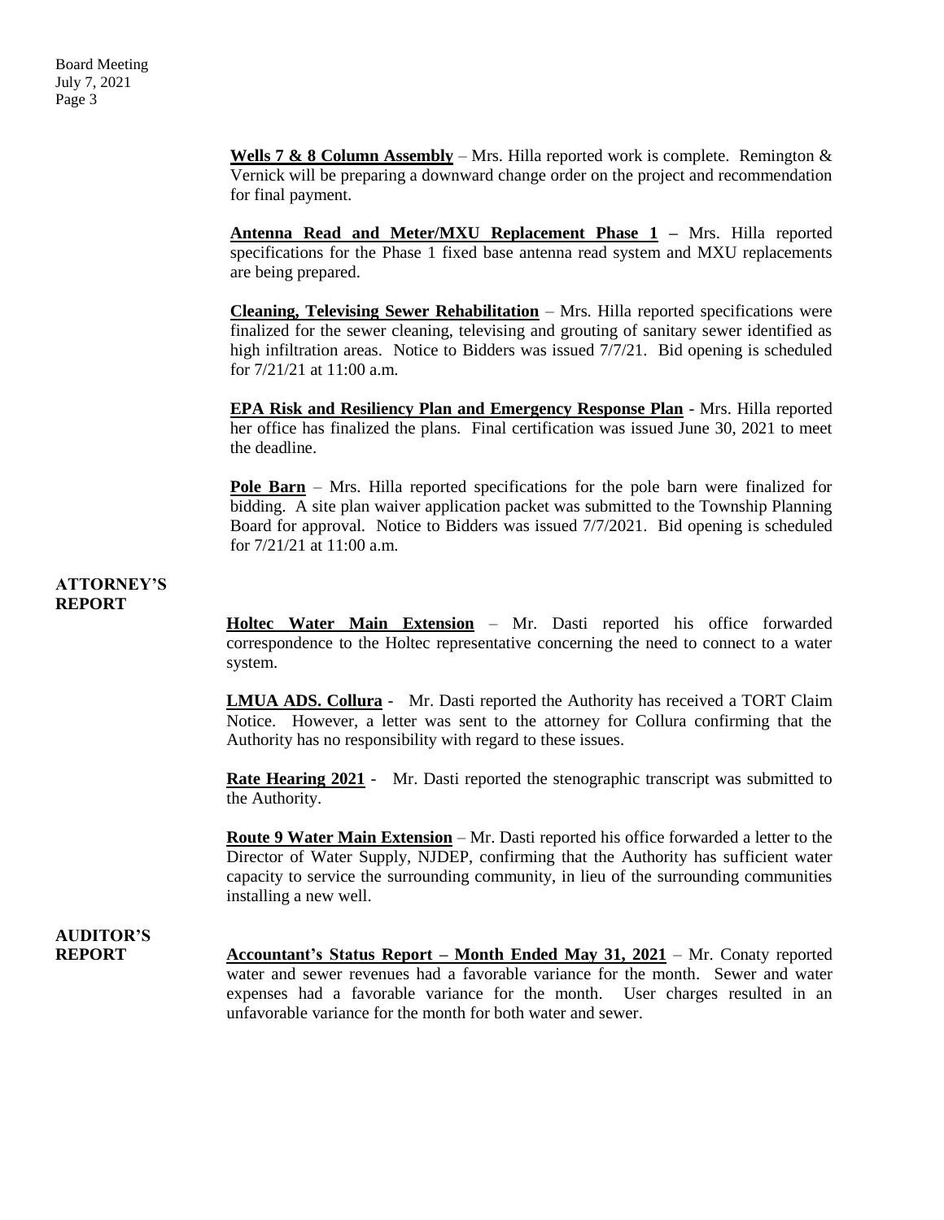**Wells 7 & 8 Column Assembly** – Mrs. Hilla reported work is complete. Remington & Vernick will be preparing a downward change order on the project and recommendation for final payment.

**Antenna Read and Meter/MXU Replacement Phase 1** – Mrs. Hilla reported specifications for the Phase 1 fixed base antenna read system and MXU replacements are being prepared.

**Cleaning, Televising Sewer Rehabilitation** – Mrs. Hilla reported specifications were finalized for the sewer cleaning, televising and grouting of sanitary sewer identified as high infiltration areas. Notice to Bidders was issued 7/7/21. Bid opening is scheduled for 7/21/21 at 11:00 a.m.

**EPA Risk and Resiliency Plan and Emergency Response Plan** - Mrs. Hilla reported her office has finalized the plans. Final certification was issued June 30, 2021 to meet the deadline.

**Pole Barn** – Mrs. Hilla reported specifications for the pole barn were finalized for bidding. A site plan waiver application packet was submitted to the Township Planning Board for approval. Notice to Bidders was issued 7/7/2021. Bid opening is scheduled for 7/21/21 at 11:00 a.m.

## ATTORNEY'S REPORT

**Holtec Water Main Extension** – Mr. Dasti reported his office forwarded correspondence to the Holtec representative concerning the need to connect to a water system.

**LMUA ADS. Collura** - Mr. Dasti reported the Authority has received a TORT Claim Notice. However, a letter was sent to the attorney for Collura confirming that the Authority has no responsibility with regard to these issues.

**Rate Hearing 2021** - Mr. Dasti reported the stenographic transcript was submitted to the Authority.

**Route 9 Water Main Extension** – Mr. Dasti reported his office forwarded a letter to the Director of Water Supply, NJDEP, confirming that the Authority has sufficient water capacity to service the surrounding community, in lieu of the surrounding communities installing a new well.

## AUDITOR'S REPORT

**Accountant's Status Report – Month Ended May 31, 2021** – Mr. Conaty reported water and sewer revenues had a favorable variance for the month. Sewer and water expenses had a favorable variance for the month. User charges resulted in an unfavorable variance for the month for both water and sewer.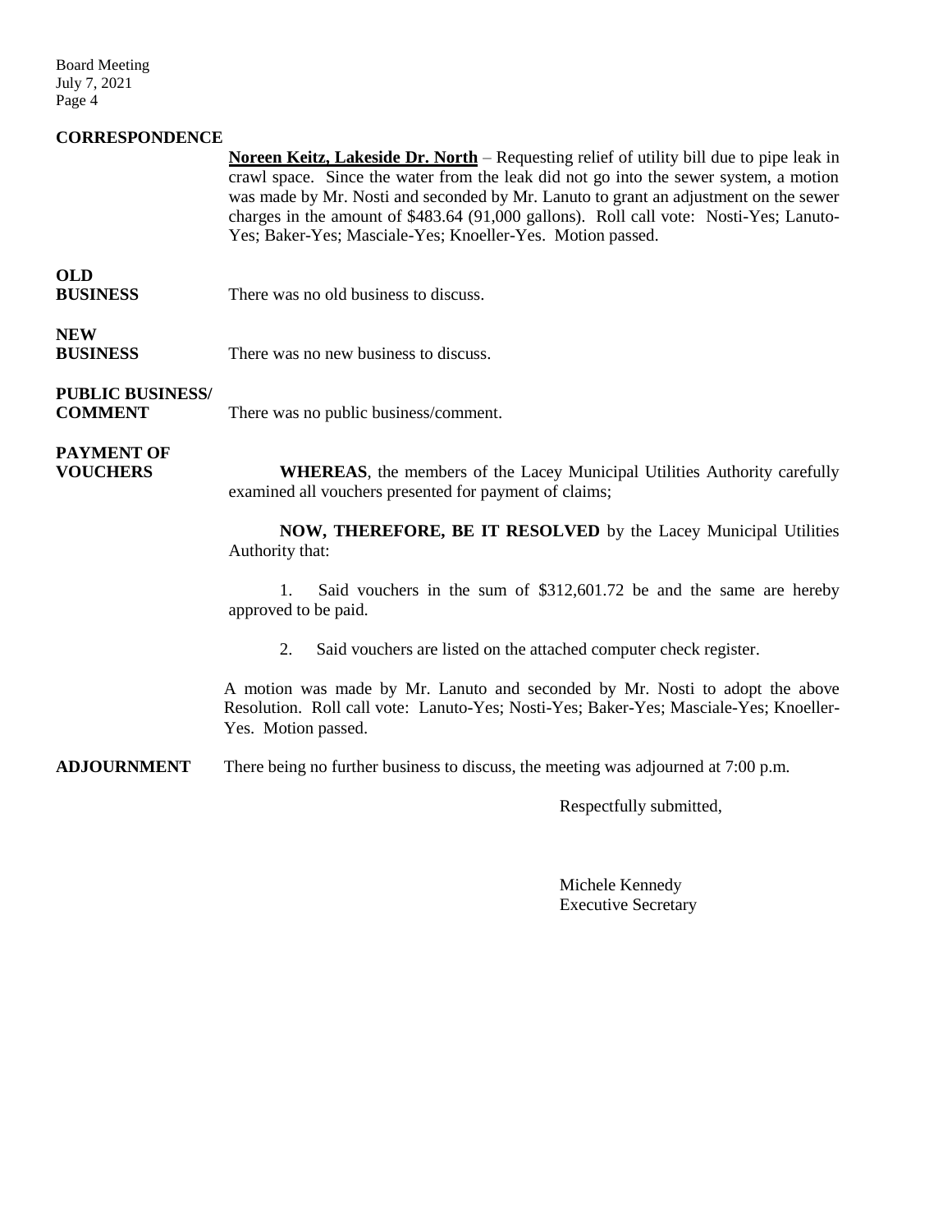**CORRESPONDENCE**

**Noreen Keitz, Lakeside Dr. North** – Requesting relief of utility bill due to pipe leak in crawl space. Since the water from the leak did not go into the sewer system, a motion was made by Mr. Nosti and seconded by Mr. Lanuto to grant an adjustment on the sewer charges in the amount of $483.64 (91,000 gallons). Roll call vote: Nosti-Yes; Lanuto-Yes; Baker-Yes; Masciale-Yes; Knoeller-Yes. Motion passed.

**OLD BUSINESS**

There was no old business to discuss.

**NEW BUSINESS**

There was no new business to discuss.

**PUBLIC BUSINESS/ COMMENT**

There was no public business/comment.

**PAYMENT OF VOUCHERS**

**WHEREAS**, the members of the Lacey Municipal Utilities Authority carefully examined all vouchers presented for payment of claims;

**NOW, THEREFORE, BE IT RESOLVED** by the Lacey Municipal Utilities Authority that:

1. Said vouchers in the sum of $312,601.72 be and the same are hereby approved to be paid.

2. Said vouchers are listed on the attached computer check register.

A motion was made by Mr. Lanuto and seconded by Mr. Nosti to adopt the above Resolution. Roll call vote: Lanuto-Yes; Nosti-Yes; Baker-Yes; Masciale-Yes; Knoeller-Yes. Motion passed.

**ADJOURNMENT**

There being no further business to discuss, the meeting was adjourned at 7:00 p.m.

Respectfully submitted,

Michele Kennedy
Executive Secretary